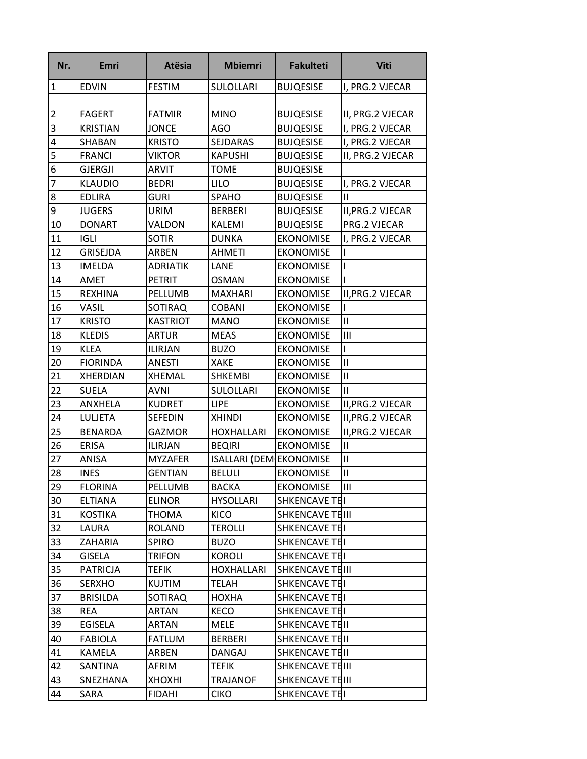| Nr. | Emri | Atësia | Mbiemri | Fakulteti | Viti |
| --- | --- | --- | --- | --- | --- |
| 1 | EDVIN | FESTIM | SULOLLARI | BUJQESISE | I, PRG.2 VJECAR |
| 2 | FAGERT | FATMIR | MINO | BUJQESISE | II, PRG.2 VJECAR |
| 3 | KRISTIAN | JONCE | AGO | BUJQESISE | I, PRG.2 VJECAR |
| 4 | SHABAN | KRISTO | SEJDARAS | BUJQESISE | I, PRG.2 VJECAR |
| 5 | FRANCI | VIKTOR | KAPUSHI | BUJQESISE | II, PRG.2 VJECAR |
| 6 | GJERGJI | ARVIT | TOME | BUJQESISE | |
| 7 | KLAUDIO | BEDRI | LILO | BUJQESISE | I, PRG.2 VJECAR |
| 8 | EDLIRA | GURI | SPAHO | BUJQESISE | II |
| 9 | JUGERS | URIM | BERBERI | BUJQESISE | II,PRG.2 VJECAR |
| 10 | DONART | VALDON | KALEMI | BUJQESISE | PRG.2 VJECAR |
| 11 | IGLI | SOTIR | DUNKA | EKONOMISE | I, PRG.2 VJECAR |
| 12 | GRISEJDA | ARBEN | AHMETI | EKONOMISE | I |
| 13 | IMELDA | ADRIATIK | LANE | EKONOMISE | I |
| 14 | AMET | PETRIT | OSMAN | EKONOMISE | I |
| 15 | REXHINA | PELLUMB | MAXHARI | EKONOMISE | II,PRG.2 VJECAR |
| 16 | VASIL | SOTIRAQ | COBANI | EKONOMISE | I |
| 17 | KRISTO | KASTRIOT | MANO | EKONOMISE | II |
| 18 | KLEDIS | ARTUR | MEAS | EKONOMISE | III |
| 19 | KLEA | ILIRJAN | BUZO | EKONOMISE | I |
| 20 | FIORINDA | ANESTI | XAKE | EKONOMISE | II |
| 21 | XHERDIAN | XHEMAL | SHKEMBI | EKONOMISE | II |
| 22 | SUELA | AVNI | SULOLLARI | EKONOMISE | II |
| 23 | ANXHELA | KUDRET | LIPE | EKONOMISE | II,PRG.2 VJECAR |
| 24 | LULJETA | SEFEDIN | XHINDI | EKONOMISE | II,PRG.2 VJECAR |
| 25 | BENARDA | GAZMOR | HOXHALLARI | EKONOMISE | II,PRG.2 VJECAR |
| 26 | ERISA | ILIRJAN | BEQIRI | EKONOMISE | II |
| 27 | ANISA | MYZAFER | ISALLARI (DEM | EKONOMISE | II |
| 28 | INES | GENTIAN | BELULI | EKONOMISE | II |
| 29 | FLORINA | PELLUMB | BACKA | EKONOMISE | III |
| 30 | ELTIANA | ELINOR | HYSOLLARI | SHKENCAVE TE | I |
| 31 | KOSTIKA | THOMA | KICO | SHKENCAVE TE | III |
| 32 | LAURA | ROLAND | TEROLLI | SHKENCAVE TE | I |
| 33 | ZAHARIA | SPIRO | BUZO | SHKENCAVE TE | I |
| 34 | GISELA | TRIFON | KOROLI | SHKENCAVE TE | I |
| 35 | PATRICJA | TEFIK | HOXHALLARI | SHKENCAVE TE | III |
| 36 | SERXHO | KUJTIM | TELAH | SHKENCAVE TE | I |
| 37 | BRISILDA | SOTIRAQ | HOXHA | SHKENCAVE TE | I |
| 38 | REA | ARTAN | KECO | SHKENCAVE TE | I |
| 39 | EGISELA | ARTAN | MELE | SHKENCAVE TE | II |
| 40 | FABIOLA | FATLUM | BERBERI | SHKENCAVE TE | II |
| 41 | KAMELA | ARBEN | DANGAJ | SHKENCAVE TE | II |
| 42 | SANTINA | AFRIM | TEFIK | SHKENCAVE TE | III |
| 43 | SNEZHANA | XHOXHI | TRAJANOF | SHKENCAVE TE | III |
| 44 | SARA | FIDAHI | CIKO | SHKENCAVE TE | I |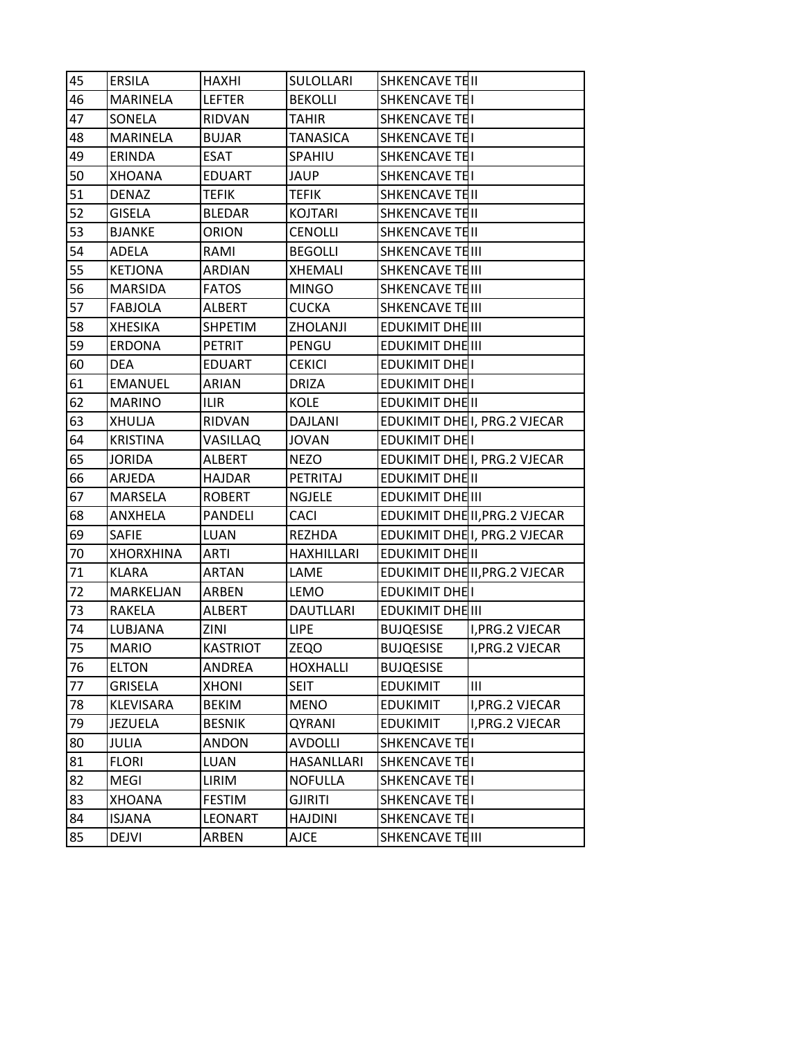| | | | | | |
|---|---|---|---|---|---|
| 45 | ERSILA | HAXHI | SULOLLARI | SHKENCAVE TE | II |
| 46 | MARINELA | LEFTER | BEKOLLI | SHKENCAVE TE | I |
| 47 | SONELA | RIDVAN | TAHIR | SHKENCAVE TE | I |
| 48 | MARINELA | BUJAR | TANASICA | SHKENCAVE TE | I |
| 49 | ERINDA | ESAT | SPAHIU | SHKENCAVE TE | I |
| 50 | XHOANA | EDUART | JAUP | SHKENCAVE TE | I |
| 51 | DENAZ | TEFIK | TEFIK | SHKENCAVE TE | II |
| 52 | GISELA | BLEDAR | KOJTARI | SHKENCAVE TE | II |
| 53 | BJANKE | ORION | CENOLLI | SHKENCAVE TE | II |
| 54 | ADELA | RAMI | BEGOLLI | SHKENCAVE TE | III |
| 55 | KETJONA | ARDIAN | XHEMALI | SHKENCAVE TE | III |
| 56 | MARSIDA | FATOS | MINGO | SHKENCAVE TE | III |
| 57 | FABJOLA | ALBERT | CUCKA | SHKENCAVE TE | III |
| 58 | XHESIKA | SHPETIM | ZHOLANJI | EDUKIMIT DHE | III |
| 59 | ERDONA | PETRIT | PENGU | EDUKIMIT DHE | III |
| 60 | DEA | EDUART | CEKICI | EDUKIMIT DHE | I |
| 61 | EMANUEL | ARIAN | DRIZA | EDUKIMIT DHE | I |
| 62 | MARINO | ILIR | KOLE | EDUKIMIT DHE | II |
| 63 | XHULJA | RIDVAN | DAJLANI | EDUKIMIT DHE | I, PRG.2 VJECAR |
| 64 | KRISTINA | VASILLAQ | JOVAN | EDUKIMIT DHE | I |
| 65 | JORIDA | ALBERT | NEZO | EDUKIMIT DHE | I, PRG.2 VJECAR |
| 66 | ARJEDA | HAJDAR | PETRITAJ | EDUKIMIT DHE | II |
| 67 | MARSELA | ROBERT | NGJELE | EDUKIMIT DHE | III |
| 68 | ANXHELA | PANDELI | CACI | EDUKIMIT DHE | II,PRG.2 VJECAR |
| 69 | SAFIE | LUAN | REZHDA | EDUKIMIT DHE | I, PRG.2 VJECAR |
| 70 | XHORXHINA | ARTI | HAXHILLARI | EDUKIMIT DHE | II |
| 71 | KLARA | ARTAN | LAME | EDUKIMIT DHE | II,PRG.2 VJECAR |
| 72 | MARKELJAN | ARBEN | LEMO | EDUKIMIT DHE | I |
| 73 | RAKELA | ALBERT | DAUTLLARI | EDUKIMIT DHE | III |
| 74 | LUBJANA | ZINI | LIPE | BUJQESISE | I,PRG.2 VJECAR |
| 75 | MARIO | KASTRIOT | ZEQO | BUJQESISE | I,PRG.2 VJECAR |
| 76 | ELTON | ANDREA | HOXHALLI | BUJQESISE | |
| 77 | GRISELA | XHONI | SEIT | EDUKIMIT | III |
| 78 | KLEVISARA | BEKIM | MENO | EDUKIMIT | I,PRG.2 VJECAR |
| 79 | JEZUELA | BESNIK | QYRANI | EDUKIMIT | I,PRG.2 VJECAR |
| 80 | JULIA | ANDON | AVDOLLI | SHKENCAVE TE | I |
| 81 | FLORI | LUAN | HASANLLARI | SHKENCAVE TE | I |
| 82 | MEGI | LIRIM | NOFULLA | SHKENCAVE TE | I |
| 83 | XHOANA | FESTIM | GJIRITI | SHKENCAVE TE | I |
| 84 | ISJANA | LEONART | HAJDINI | SHKENCAVE TE | I |
| 85 | DEJVI | ARBEN | AJCE | SHKENCAVE TE | III |